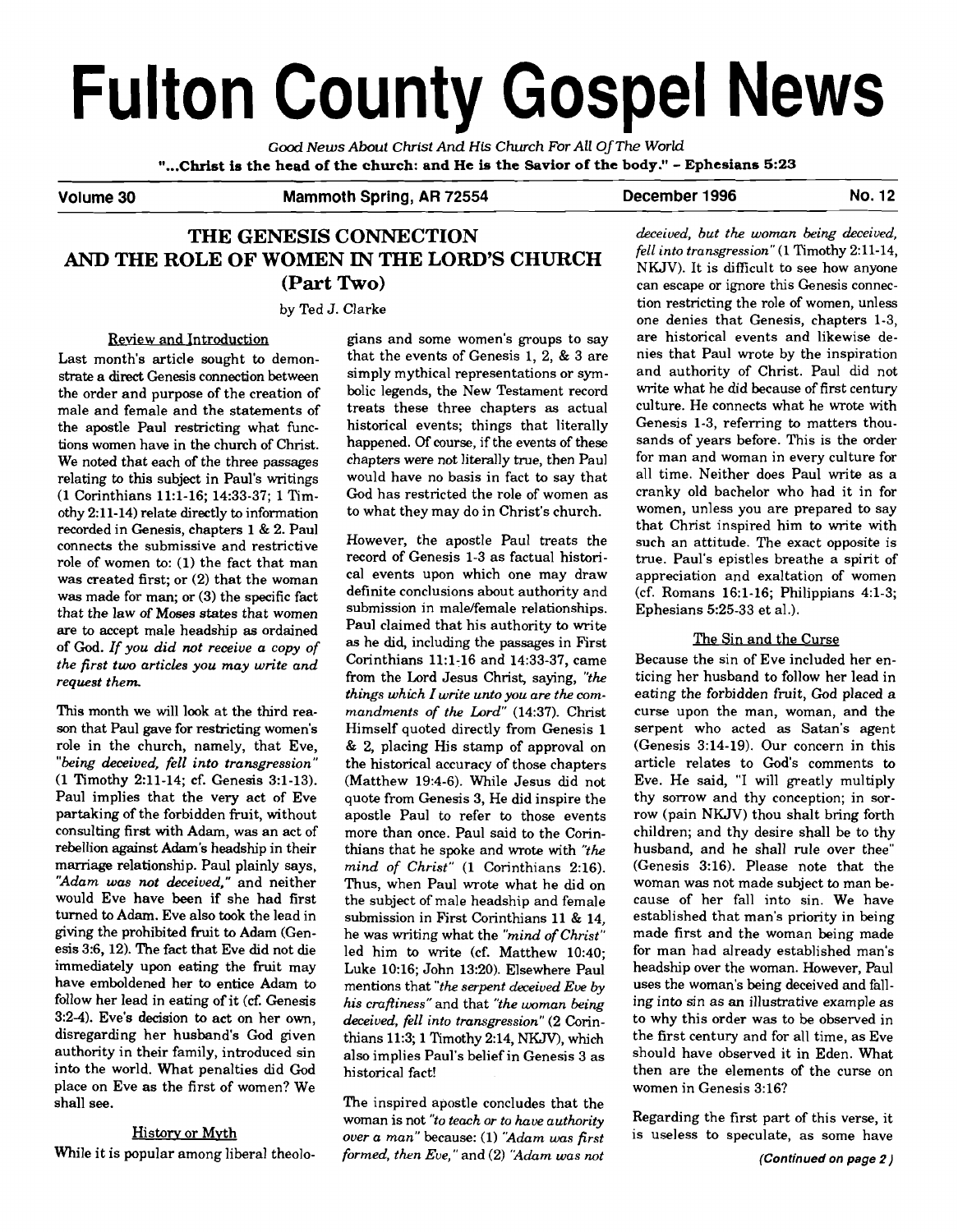# Fulton County Gospel News

*Good News About Christ And His Church For All Of The World*

**"...Christ is the head of the church: and He is the Savior of the body." - Ephesians 5:23**

**Volume 30** | **Mammoth Spring, AR 72554** | **December 1996** | **No. 12**

## THE GENESIS CONNECTION AND THE ROLE OF WOMEN IN THE LORD'S CHURCH (Part Two)

by Ted J. Clarke

### Review and Introduction

Last month's article sought to demonstrate a direct Genesis connection between the order and purpose of the creation of male and female and the statements of the apostle Paul restricting what functions women have in the church of Christ. We noted that each of the three passages relating to this subject in Paul's writings (1 Corinthians 11:1-16; 14:33-37; 1 Timothy 2:11-14) relate directly to information recorded in Genesis, chapters 1 & 2. Paul connects the submissive and restrictive role of women to: (1) the fact that man was created first; or (2) that the woman was made for man; or (3) the specific fact that the law of Moses states that women are to accept male headship as ordained of God. *If you did not receive a copy of the first two articles you may write and request them.*

This month we will look at the third reason that Paul gave for restricting women's role in the church, namely, that Eve, *"being deceived, fell into transgression"* (1 Timothy 2:11-14; cf. Genesis 3:1-13). Paul implies that the very act of Eve partaking of the forbidden fruit, without consulting first with Adam, was an act of rebellion against Adam's headship in their marriage relationship. Paul plainly says, *"Adam was not deceived,"* and neither would Eve have been if she had first turned to Adam. Eve also took the lead in giving the prohibited fruit to Adam (Genesis 3:6, 12). The fact that Eve did not die immediately upon eating the fruit may have emboldened her to entice Adam to follow her lead in eating of it (cf. Genesis 3:2-4). Eve's decision to act on her own, disregarding her husband's God given authority in their family, introduced sin into the world. What penalties did God place on Eve as the first of women? We shall see.

### History or Myth

While it is popular among liberal theologians and some women's groups to say that the events of Genesis 1, 2, & 3 are simply mythical representations or symbolic legends, the New Testament record treats these three chapters as actual historical events; things that literally happened. Of course, if the events of these chapters were not literally true, then Paul would have no basis in fact to say that God has restricted the role of women as to what they may do in Christ's church.

However, the apostle Paul treats the record of Genesis 1-3 as factual historical events upon which one may draw definite conclusions about authority and submission in male/female relationships. Paul claimed that his authority to write as he did, including the passages in First Corinthians 11:1-16 and 14:33-37, came from the Lord Jesus Christ, saying, *"the things which I write unto you are the commandments of the Lord"* (14:37). Christ Himself quoted directly from Genesis 1 & 2, placing His stamp of approval on the historical accuracy of those chapters (Matthew 19:4-6). While Jesus did not quote from Genesis 3, He did inspire the apostle Paul to refer to those events more than once. Paul said to the Corinthians that he spoke and wrote with *"the mind of Christ"* (1 Corinthians 2:16). Thus, when Paul wrote what he did on the subject of male headship and female submission in First Corinthians 11 & 14, he was writing what the *"mind of Christ"* led him to write (cf. Matthew 10:40; Luke 10:16; John 13:20). Elsewhere Paul mentions that *"the serpent deceived Eve by his craftiness"* and that *"the woman being deceived, fell into transgression"* (2 Corinthians 11:3; 1 Timothy 2:14, NKJV), which also implies Paul's belief in Genesis 3 as historical fact!

The inspired apostle concludes that the woman is not *"to teach or to have authority over a man"* because: (1) *"Adam was first formed, then Eve,"* and (2) *"Adam was not deceived, but the woman being deceived, fell into transgression"* (1 Timothy 2:11-14, NKJV). It is difficult to see how anyone can escape or ignore this Genesis connection restricting the role of women, unless one denies that Genesis, chapters 1-3, are historical events and likewise denies that Paul wrote by the inspiration and authority of Christ. Paul did not write what he did because of first century culture. He connects what he wrote with Genesis 1-3, referring to matters thousands of years before. This is the order for man and woman in every culture for all time. Neither does Paul write as a cranky old bachelor who had it in for women, unless you are prepared to say that Christ inspired him to write with such an attitude. The exact opposite is true. Paul's epistles breathe a spirit of appreciation and exaltation of women (cf. Romans 16:1-16; Philippians 4:1-3; Ephesians 5:25-33 et al.).

### The Sin and the Curse

Because the sin of Eve included her enticing her husband to follow her lead in eating the forbidden fruit, God placed a curse upon the man, woman, and the serpent who acted as Satan's agent (Genesis 3:14-19). Our concern in this article relates to God's comments to Eve. He said, "I will greatly multiply thy sorrow and thy conception; in sorrow (pain NKJV) thou shalt bring forth children; and thy desire shall be to thy husband, and he shall rule over thee" (Genesis 3:16). Please note that the woman was not made subject to man because of her fall into sin. We have established that man's priority in being made first and the woman being made for man had already established man's headship over the woman. However, Paul uses the woman's being deceived and falling into sin as an illustrative example as to why this order was to be observed in the first century and for all time, as Eve should have observed it in Eden. What then are the elements of the curse on women in Genesis 3:16?

Regarding the first part of this verse, it is useless to speculate, as some have

*(Continued on page 2)*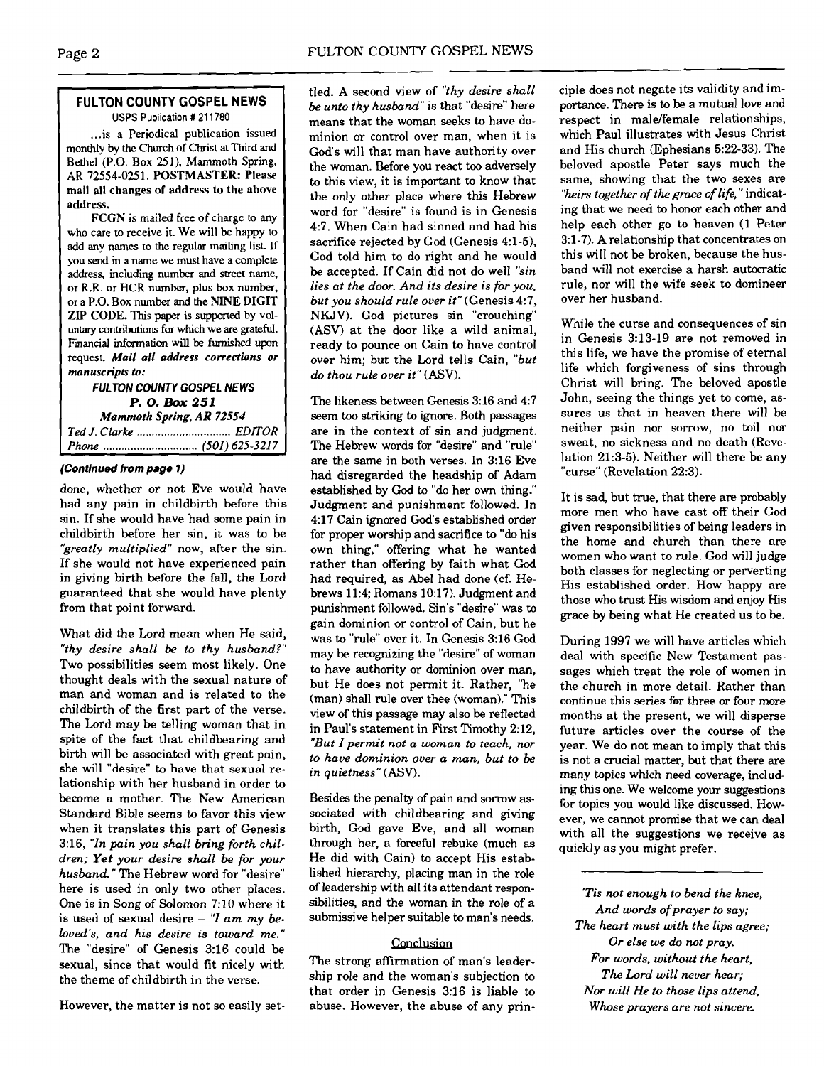## FULTON COUNTY GOSPEL NEWS

USPS Publication # 211780

...is a Periodical publication issued monthly by the Church of Christ at Third and Bethel (P.O. Box 251), Mammoth Spring, AR 72554-0251. **POSTMASTER: Please mail all changes of address to the above address.**

FCGN is mailed free of charge to any who care to receive it. We will be happy to add any names to the regular mailing list. If you send in a name we must have a complete address, including number and street name, or R.R. or HCR number, plus box number, or a P.O. Box number and the **NINE DIGIT ZIP CODE.** This paper is supported by voluntary contributions for which we are grateful. Financial information will be furnished upon request. ***Mail all address corrections or manuscripts to:***

***FULTON COUNTY GOSPEL NEWS***
***P. O. Box 251***
***Mammoth Spring, AR 72554***

*Ted J. Clarke* .............................. *EDITOR*
*Phone* .............................. *(501) 625-3217*

***(Continued from page 1)***

done, whether or not Eve would have had any pain in childbirth before this sin. If she would have had some pain in childbirth before her sin, it was to be *"greatly multiplied"* now, after the sin. If she would not have experienced pain in giving birth before the fall, the Lord guaranteed that she would have plenty from that point forward.

What did the Lord mean when He said, *"thy desire shall be to thy husband?"* Two possibilities seem most likely. One thought deals with the sexual nature of man and woman and is related to the childbirth of the first part of the verse. The Lord may be telling woman that in spite of the fact that childbearing and birth will be associated with great pain, she will "desire" to have that sexual relationship with her husband in order to become a mother. The New American Standard Bible seems to favor this view when it translates this part of Genesis 3:16, *"In pain you shall bring forth children;* ***Yet*** *your desire shall be for your husband."* The Hebrew word for "desire" here is used in only two other places. One is in Song of Solomon 7:10 where it is used of sexual desire – *"I am my beloved's, and his desire is toward me."* The "desire" of Genesis 3:16 could be sexual, since that would fit nicely with the theme of childbirth in the verse.

However, the matter is not so easily settled. A second view of *"thy desire shall be unto thy husband"* is that "desire" here means that the woman seeks to have dominion or control over man, when it is God's will that man have authority over the woman. Before you react too adversely to this view, it is important to know that the only other place where this Hebrew word for "desire" is found is in Genesis 4:7. When Cain had sinned and had his sacrifice rejected by God (Genesis 4:1-5), God told him to do right and he would be accepted. If Cain did not do well *"sin lies at the door. And its desire is for you, but you should rule over it"* (Genesis 4:7, NKJV). God pictures sin "crouching" (ASV) at the door like a wild animal, ready to pounce on Cain to have control over him; but the Lord tells Cain, *"but do thou rule over it"* (ASV).

The likeness between Genesis 3:16 and 4:7 seem too striking to ignore. Both passages are in the context of sin and judgment. The Hebrew words for "desire" and "rule" are the same in both verses. In 3:16 Eve had disregarded the headship of Adam established by God to "do her own thing." Judgment and punishment followed. In 4:17 Cain ignored God's established order for proper worship and sacrifice to "do his own thing," offering what he wanted rather than offering by faith what God had required, as Abel had done (cf. Hebrews 11:4; Romans 10:17). Judgment and punishment followed. Sin's "desire" was to gain dominion or control of Cain, but he was to "rule" over it. In Genesis 3:16 God may be recognizing the "desire" of woman to have authority or dominion over man, but He does not permit it. Rather, "he (man) shall rule over thee (woman)." This view of this passage may also be reflected in Paul's statement in First Timothy 2:12, *"But I permit not a woman to teach, nor to have dominion over a man, but to be in quietness"* (ASV).

Besides the penalty of pain and sorrow associated with childbearing and giving birth, God gave Eve, and all woman through her, a forceful rebuke (much as He did with Cain) to accept His established hierarchy, placing man in the role of leadership with all its attendant responsibilities, and the woman in the role of a submissive helper suitable to man's needs.

### Conclusion

The strong affirmation of man's leadership role and the woman's subjection to that order in Genesis 3:16 is liable to abuse. However, the abuse of any principle does not negate its validity and importance. There is to be a mutual love and respect in male/female relationships, which Paul illustrates with Jesus Christ and His church (Ephesians 5:22-33). The beloved apostle Peter says much the same, showing that the two sexes are *"heirs together of the grace of life,"* indicating that we need to honor each other and help each other go to heaven (1 Peter 3:1-7). A relationship that concentrates on this will not be broken, because the husband will not exercise a harsh autocratic rule, nor will the wife seek to domineer over her husband.

While the curse and consequences of sin in Genesis 3:13-19 are not removed in this life, we have the promise of eternal life which forgiveness of sins through Christ will bring. The beloved apostle John, seeing the things yet to come, assures us that in heaven there will be neither pain nor sorrow, no toil nor sweat, no sickness and no death (Revelation 21:3-5). Neither will there be any "curse" (Revelation 22:3).

It is sad, but true, that there are probably more men who have cast off their God given responsibilities of being leaders in the home and church than there are women who want to rule. God will judge both classes for neglecting or perverting His established order. How happy are those who trust His wisdom and enjoy His grace by being what He created us to be.

During 1997 we will have articles which deal with specific New Testament passages which treat the role of women in the church in more detail. Rather than continue this series for three or four more months at the present, we will disperse future articles over the course of the year. We do not mean to imply that this is not a crucial matter, but that there are many topics which need coverage, including this one. We welcome your suggestions for topics you would like discussed. However, we cannot promise that we can deal with all the suggestions we receive as quickly as you might prefer.

---

*'Tis not enough to bend the knee,*
*And words of prayer to say;*
*The heart must with the lips agree;*
*Or else we do not pray.*
*For words, without the heart,*
*The Lord will never hear;*
*Nor will He to those lips attend,*
*Whose prayers are not sincere.*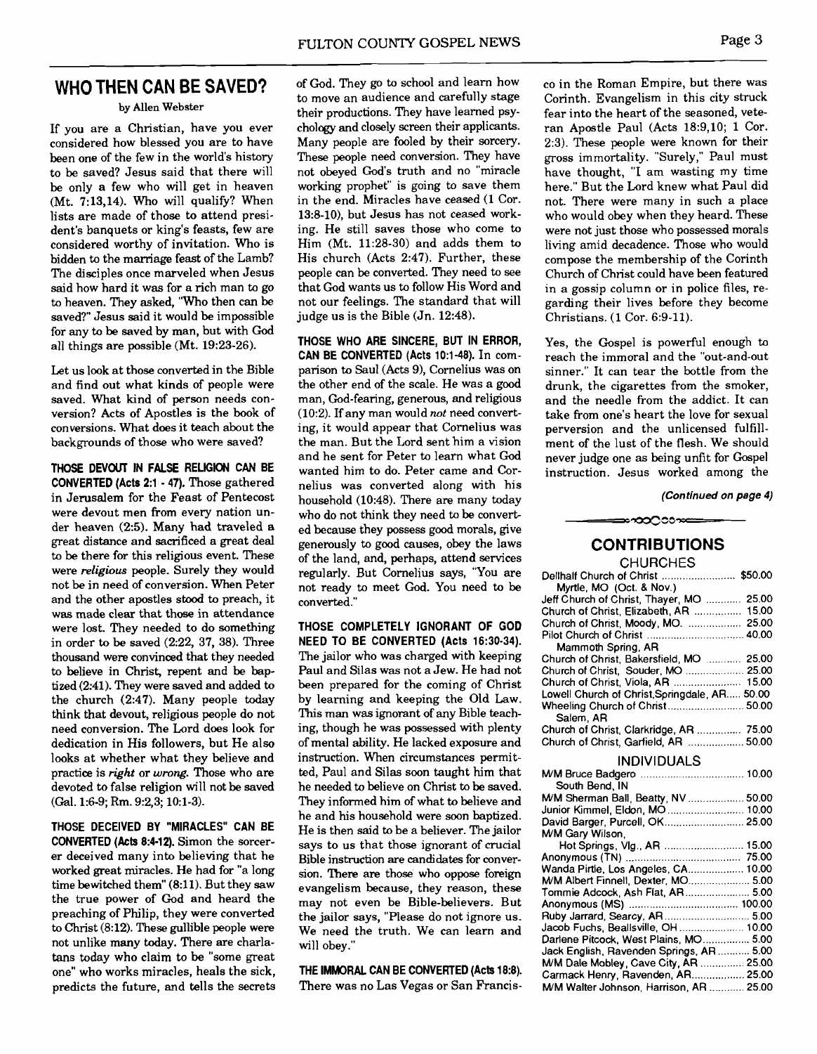## WHO THEN CAN BE SAVED?

by Allen Webster

If you are a Christian, have you ever considered how blessed you are to have been one of the few in the world's history to be saved? Jesus said that there will be only a few who will get in heaven (Mt. 7:13,14). Who will qualify? When lists are made of those to attend president's banquets or king's feasts, few are considered worthy of invitation. Who is bidden to the marriage feast of the Lamb? The disciples once marveled when Jesus said how hard it was for a rich man to go to heaven. They asked, "Who then can be saved?" Jesus said it would be impossible for any to be saved by man, but with God all things are possible (Mt. 19:23-26).

Let us look at those converted in the Bible and find out what kinds of people were saved. What kind of person needs conversion? Acts of Apostles is the book of conversions. What does it teach about the backgrounds of those who were saved?

**THOSE DEVOUT IN FALSE RELIGION CAN BE CONVERTED (Acts 2:1 - 47).** Those gathered in Jerusalem for the Feast of Pentecost were devout men from every nation under heaven (2:5). Many had traveled a great distance and sacrificed a great deal to be there for this religious event. These were *religious* people. Surely they would not be in need of conversion. When Peter and the other apostles stood to preach, it was made clear that those in attendance were lost. They needed to do something in order to be saved (2:22, 37, 38). Three thousand were convinced that they needed to believe in Christ, repent and be baptized (2:41). They were saved and added to the church (2:47). Many people today think that devout, religious people do not need conversion. The Lord does look for dedication in His followers, but He also looks at whether what they believe and practice is *right* or *wrong*. Those who are devoted to false religion will not be saved (Gal. 1:6-9; Rm. 9:2,3; 10:1-3).

**THOSE DECEIVED BY "MIRACLES" CAN BE CONVERTED (Acts 8:4-12).** Simon the sorcerer deceived many into believing that he worked great miracles. He had for "a long time bewitched them" (8:11). But they saw the true power of God and heard the preaching of Philip, they were converted to Christ (8:12). These gullible people were not unlike many today. There are charlatans today who claim to be "some great one" who works miracles, heals the sick, predicts the future, and tells the secrets of God. They go to school and learn how to move an audience and carefully stage their productions. They have learned psychology and closely screen their applicants. Many people are fooled by their sorcery. These people need conversion. They have not obeyed God's truth and no "miracle working prophet" is going to save them in the end. Miracles have ceased (1 Cor. 13:8-10), but Jesus has not ceased working. He still saves those who come to Him (Mt. 11:28-30) and adds them to His church (Acts 2:47). Further, these people can be converted. They need to see that God wants us to follow His Word and not our feelings. The standard that will judge us is the Bible (Jn. 12:48).

**THOSE WHO ARE SINCERE, BUT IN ERROR, CAN BE CONVERTED (Acts 10:1-48).** In comparison to Saul (Acts 9), Cornelius was on the other end of the scale. He was a good man, God-fearing, generous, and religious (10:2). If any man would *not* need converting, it would appear that Cornelius was the man. But the Lord sent him a vision and he sent for Peter to learn what God wanted him to do. Peter came and Cornelius was converted along with his household (10:48). There are many today who do not think they need to be converted because they possess good morals, give generously to good causes, obey the laws of the land, and, perhaps, attend services regularly. But Cornelius says, "You are not ready to meet God. You need to be converted."

**THOSE COMPLETELY IGNORANT OF GOD NEED TO BE CONVERTED (Acts 16:30-34).** The jailor who was charged with keeping Paul and Silas was not a Jew. He had not been prepared for the coming of Christ by learning and keeping the Old Law. This man was ignorant of any Bible teaching, though he was possessed with plenty of mental ability. He lacked exposure and instruction. When circumstances permitted, Paul and Silas soon taught him that he needed to believe on Christ to be saved. They informed him of what to believe and he and his household were soon baptized. He is then said to be a believer. The jailor says to us that those ignorant of crucial Bible instruction are candidates for conversion. There are those who oppose foreign evangelism because, they reason, these may not even be Bible-believers. But the jailor says, "Please do not ignore us. We need the truth. We can learn and will obey."

**THE IMMORAL CAN BE CONVERTED (Acts 18:8).** There was no Las Vegas or San Francisco in the Roman Empire, but there was Corinth. Evangelism in this city struck fear into the heart of the seasoned, veteran Apostle Paul (Acts 18:9,10; 1 Cor. 2:3). These people were known for their gross immortality. "Surely," Paul must have thought, "I am wasting my time here." But the Lord knew what Paul did not. There were many in such a place who would obey when they heard. These were not just those who possessed morals living amid decadence. Those who would compose the membership of the Corinth Church of Christ could have been featured in a gossip column or in police files, regarding their lives before they become Christians. (1 Cor. 6:9-11).

Yes, the Gospel is powerful enough to reach the immoral and the "out-and-out sinner." It can tear the bottle from the drunk, the cigarettes from the smoker, and the needle from the addict. It can take from one's heart the love for sexual perversion and the unlicensed fulfillment of the lust of the flesh. We should never judge one as being unfit for Gospel instruction. Jesus worked among the

*(Continued on page 4)*

## CONTRIBUTIONS

### CHURCHES

| | |
|---|---|
| Dellhalf Church of Christ Myrtle, MO (Oct. & Nov.) | $50.00 |
| Jeff Church of Christ, Thayer, MO | 25.00 |
| Church of Christ, Elizabeth, AR | 15.00 |
| Church of Christ, Moody, MO. | 25.00 |
| Pilot Church of Christ Mammoth Spring, AR | 40.00 |
| Church of Christ, Bakersfield, MO | 25.00 |
| Church of Christ, Souder, MO | 25.00 |
| Church of Christ, Viola, AR | 15.00 |
| Lowell Church of Christ,Springdale, AR | 50.00 |
| Wheeling Church of Christ Salem, AR | 50.00 |
| Church of Christ, Clarkridge, AR | 75.00 |
| Church of Christ, Garfield, AR | 50.00 |

### INDIVIDUALS

| | |
|---|---|
| M/M Bruce Badgero South Bend, IN | 10.00 |
| M/M Sherman Ball, Beatty, NV | 50.00 |
| Junior Kimmel, Eldon, MO | 10.00 |
| David Barger, Purcell, OK | 25.00 |
| M/M Gary Wilson, Hot Springs, Vlg., AR | 15.00 |
| Anonymous (TN) | 75.00 |
| Wanda Pirtle, Los Angeles, CA | 10.00 |
| M/M Albert Finnell, Dexter, MO | 5.00 |
| Tommie Adcock, Ash Flat, AR | 5.00 |
| Anonymous (MS) | 100.00 |
| Ruby Jarrard, Searcy, AR | 5.00 |
| Jacob Fuchs, Beallsville, OH | 10.00 |
| Darlene Pitcock, West Plains, MO | 5.00 |
| Jack English, Ravenden Springs, AR | 5.00 |
| M/M Dale Mobley, Cave City, AR | 25.00 |
| Carmack Henry, Ravenden, AR | 25.00 |
| M/M Walter Johnson, Harrison, AR | 25.00 |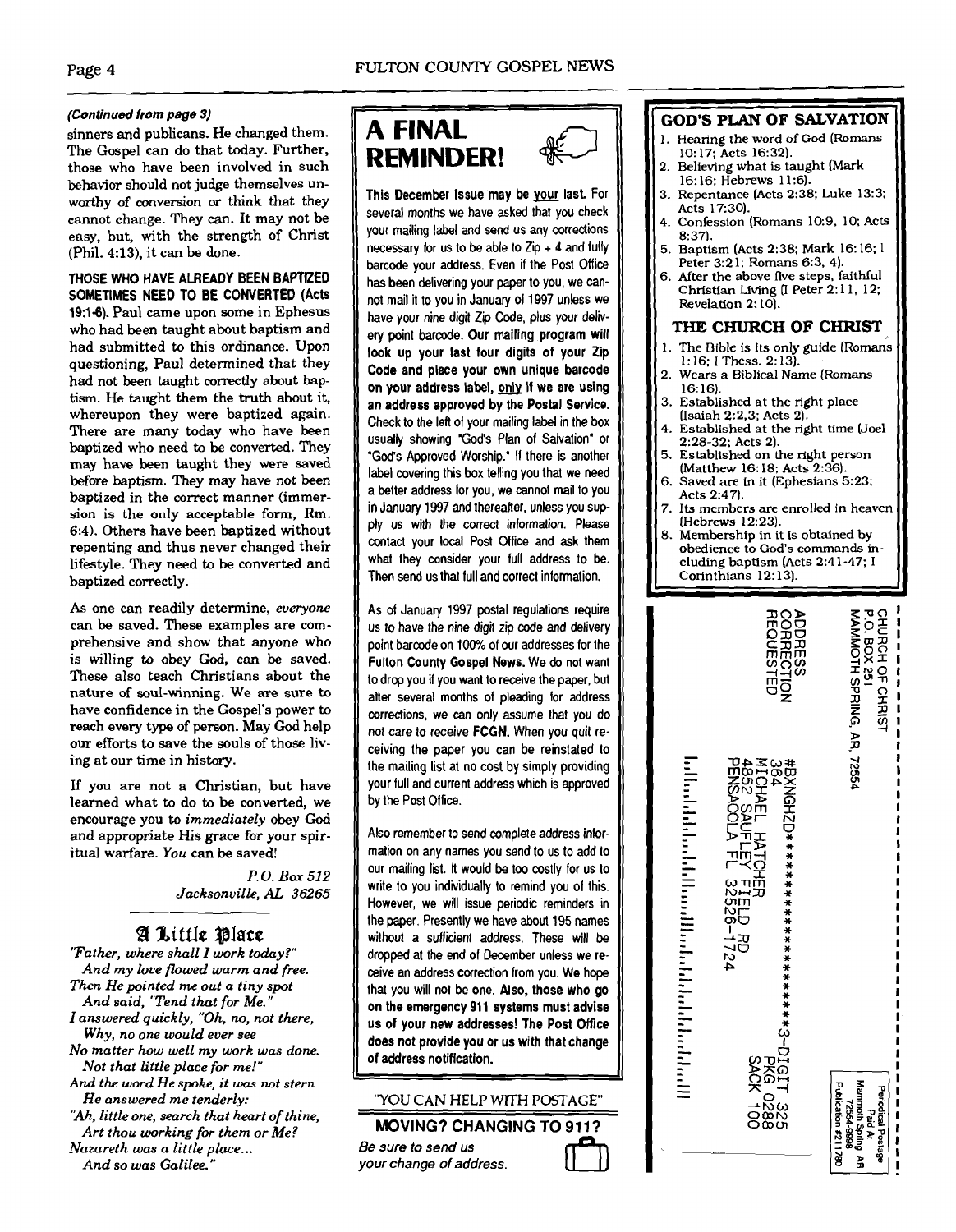*(Continued from page 3)*

sinners and publicans. He changed them. The Gospel can do that today. Further, those who have been involved in such behavior should not judge themselves unworthy of conversion or think that they cannot change. They can. It may not be easy, but, with the strength of Christ (Phil. 4:13), it can be done.

**THOSE WHO HAVE ALREADY BEEN BAPTIZED SOMETIMES NEED TO BE CONVERTED (Acts 19:1-6).** Paul came upon some in Ephesus who had been taught about baptism and had submitted to this ordinance. Upon questioning, Paul determined that they had not been taught correctly about baptism. He taught them the truth about it, whereupon they were baptized again. There are many today who have been baptized who need to be converted. They may have been taught they were saved before baptism. They may have not been baptized in the correct manner (immersion is the only acceptable form, Rm. 6:4). Others have been baptized without repenting and thus never changed their lifestyle. They need to be converted and baptized correctly.

As one can readily determine, *everyone* can be saved. These examples are comprehensive and show that anyone who is willing to obey God, can be saved. These also teach Christians about the nature of soul-winning. We are sure to have confidence in the Gospel's power to reach every type of person. May God help our efforts to save the souls of those living at our time in history.

If you are not a Christian, but have learned what to do to be converted, we encourage you to *immediately* obey God and appropriate His grace for your spiritual warfare. *You* can be saved!

*P.O. Box 512*
*Jacksonville, AL 36265*

## A Little Place

*"Father, where shall I work today?"*
*And my love flowed warm and free.*
*Then He pointed me out a tiny spot*
*And said, "Tend that for Me."*
*I answered quickly, "Oh, no, not there,*
*Why, no one would ever see*
*No matter how well my work was done.*
*Not that little place for me!"*
*And the word He spoke, it was not stern.*
*He answered me tenderly:*
*"Ah, little one, search that heart of thine,*
*Art thou working for them or Me?*
*Nazareth was a little place...*
*And so was Galilee."*

## A FINAL REMINDER!

**This December issue may be your last.** For several months we have asked that you check your mailing label and send us any corrections necessary for us to be able to Zip + 4 and fully barcode your address. Even if the Post Office has been delivering your paper to you, we cannot mail it to you in January of 1997 unless we have your nine digit Zip Code, plus your delivery point barcode. **Our mailing program will look up your last four digits of your Zip Code and place your own unique barcode on your address label, only if we are using an address approved by the Postal Service.** Check to the left of your mailing label in the box usually showing "God's Plan of Salvation" or "God's Approved Worship." If there is another label covering this box telling you that we need a better address for you, we cannot mail to you in January 1997 and thereafter, unless you supply us with the correct information. Please contact your local Post Office and ask them what they consider your full address to be. Then send us that full and correct information.

As of January 1997 postal regulations require us to have the nine digit zip code and delivery point barcode on 100% of our addresses for the **Fulton County Gospel News.** We do not want to drop you if you want to receive the paper, but after several months of pleading for address corrections, we can only assume that you do not care to receive **FCGN.** When you quit receiving the paper you can be reinstated to the mailing list at no cost by simply providing your full and current address which is approved by the Post Office.

Also remember to send complete address information on any names you send to us to add to our mailing list. It would be too costly for us to write to you individually to remind you of this. However, we will issue periodic reminders in the paper. Presently we have about 195 names without a sufficient address. These will be dropped at the end of December unless we receive an address correction from you. We hope that you will not be one. **Also, those who go on the emergency 911 systems must advise us of your new addresses! The Post Office does not provide you or us with that change of address notification.**

"YOU CAN HELP WITH POSTAGE"

**MOVING? CHANGING TO 911?**

*Be sure to send us your change of address.*

## GOD'S PLAN OF SALVATION

1. Hearing the word of God (Romans 10:17; Acts 16:32).
2. Believing what is taught (Mark 16:16; Hebrews 11:6).
3. Repentance (Acts 2:38; Luke 13:3; Acts 17:30).
4. Confession (Romans 10:9, 10; Acts 8:37).
5. Baptism (Acts 2:38; Mark 16:16; I Peter 3:21; Romans 6:3, 4).
6. After the above five steps, faithful Christian Living (I Peter 2:11, 12; Revelation 2:10).

## THE CHURCH OF CHRIST

1. The Bible is its only guide (Romans 1:16; I Thess. 2:13).
2. Wears a Biblical Name (Romans 16:16).
3. Established at the right place (Isaiah 2:2,3; Acts 2).
4. Established at the right time (Joel 2:28-32; Acts 2).
5. Established on the right person (Matthew 16:18; Acts 2:36).
6. Saved are in it (Ephesians 5:23; Acts 2:47).
7. Its members are enrolled in heaven (Hebrews 12:23).
8. Membership in it is obtained by obedience to God's commands including baptism (Acts 2:41-47; I Corinthians 12:13).

CHURCH OF CHRIST
P.O. BOX 251
MAMMOTH SPRING, AR 72554

ADDRESS CORRECTION REQUESTED

Periodical Postage Paid At Mammoth Spring, AR 72554-9998 Publication #211780

#BXNGHZD****************3-DIGIT 325
364 PKG 0288
MICHAEL HATCHER SACK 100
4852 SAUFLEY FIELD RD
PENSACOLA FL 32526-1724